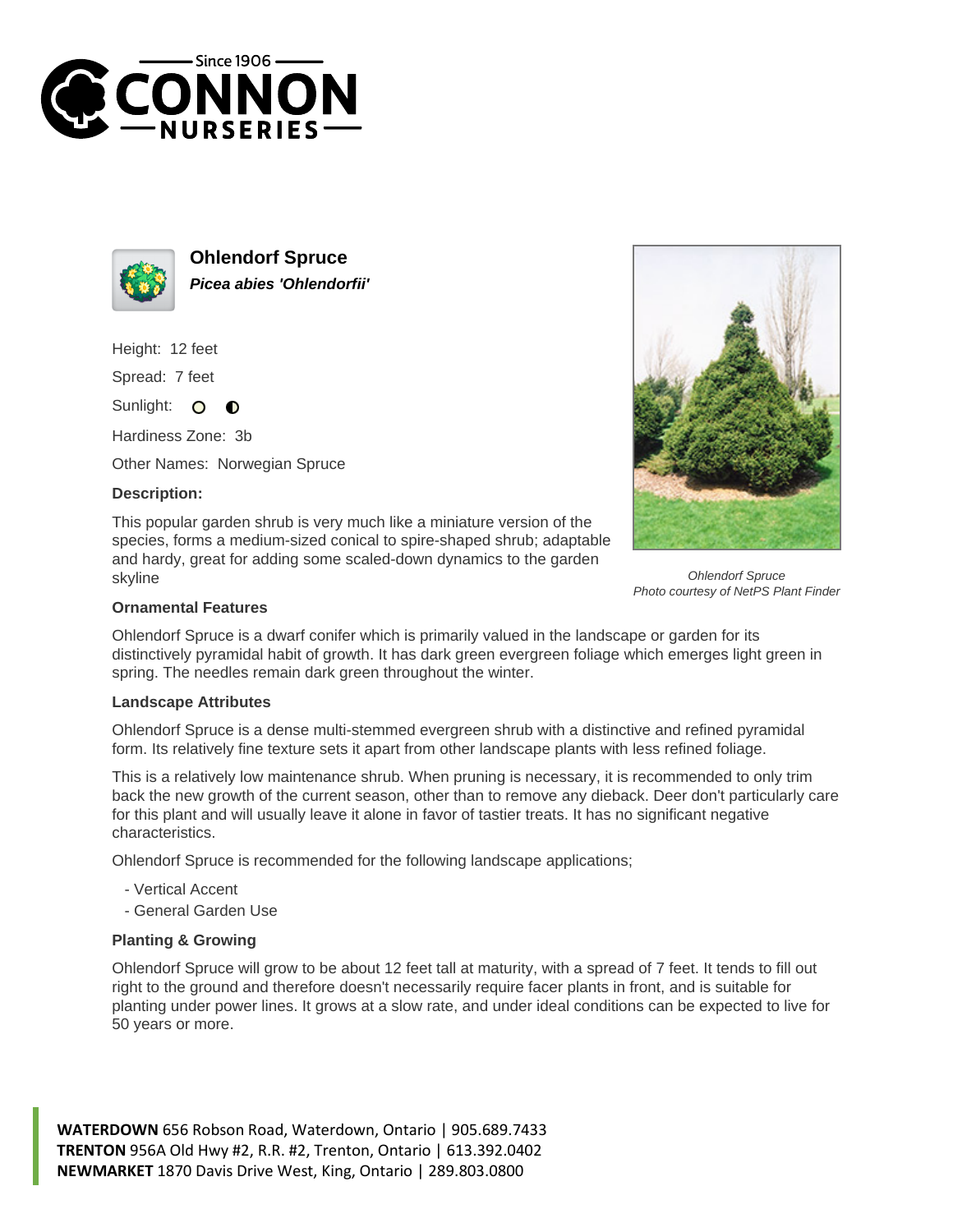# Ohlendorf Spruce

***Picea abies 'Ohlendorfii'***

Height: 12 feet

Spread: 7 feet

Sunlight:

Hardiness Zone: 3b

Other Names: Norwegian Spruce

**Description:**

This popular garden shrub is very much like a miniature version of the species, forms a medium-sized conical to spire-shaped shrub; adaptable and hardy, great for adding some scaled-down dynamics to the garden skyline

*Ohlendorf Spruce*
*Photo courtesy of NetPS Plant Finder*

### Ornamental Features

Ohlendorf Spruce is a dwarf conifer which is primarily valued in the landscape or garden for its distinctively pyramidal habit of growth. It has dark green evergreen foliage which emerges light green in spring. The needles remain dark green throughout the winter.

### Landscape Attributes

Ohlendorf Spruce is a dense multi-stemmed evergreen shrub with a distinctive and refined pyramidal form. Its relatively fine texture sets it apart from other landscape plants with less refined foliage.

This is a relatively low maintenance shrub. When pruning is necessary, it is recommended to only trim back the new growth of the current season, other than to remove any dieback. Deer don't particularly care for this plant and will usually leave it alone in favor of tastier treats. It has no significant negative characteristics.

Ohlendorf Spruce is recommended for the following landscape applications;

- Vertical Accent
- General Garden Use

### Planting & Growing

Ohlendorf Spruce will grow to be about 12 feet tall at maturity, with a spread of 7 feet. It tends to fill out right to the ground and therefore doesn't necessarily require facer plants in front, and is suitable for planting under power lines. It grows at a slow rate, and under ideal conditions can be expected to live for 50 years or more.

**WATERDOWN** 656 Robson Road, Waterdown, Ontario | 905.689.7433
**TRENTON** 956A Old Hwy #2, R.R. #2, Trenton, Ontario | 613.392.0402
**NEWMARKET** 1870 Davis Drive West, King, Ontario | 289.803.0800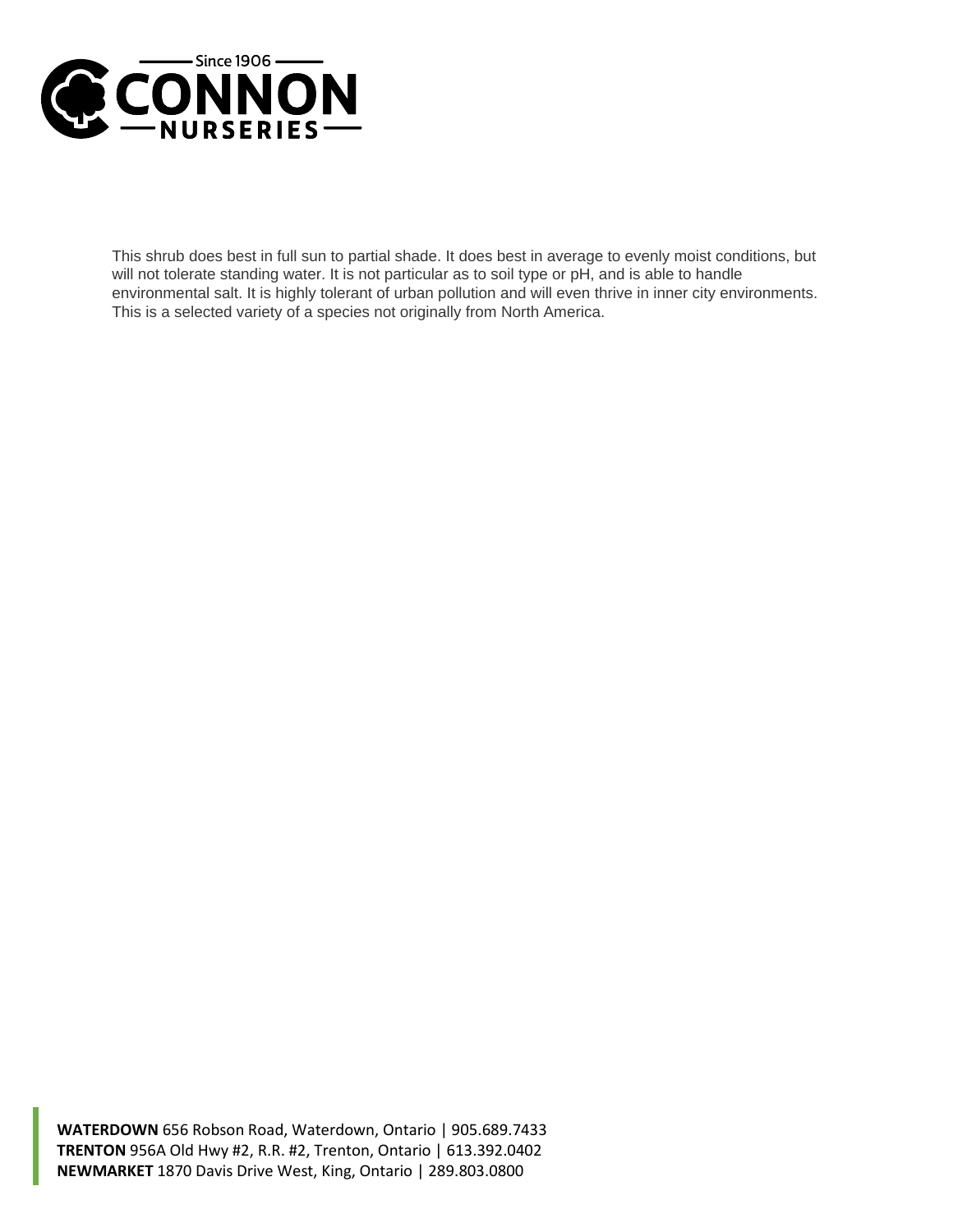This shrub does best in full sun to partial shade. It does best in average to evenly moist conditions, but will not tolerate standing water. It is not particular as to soil type or pH, and is able to handle environmental salt. It is highly tolerant of urban pollution and will even thrive in inner city environments. This is a selected variety of a species not originally from North America.